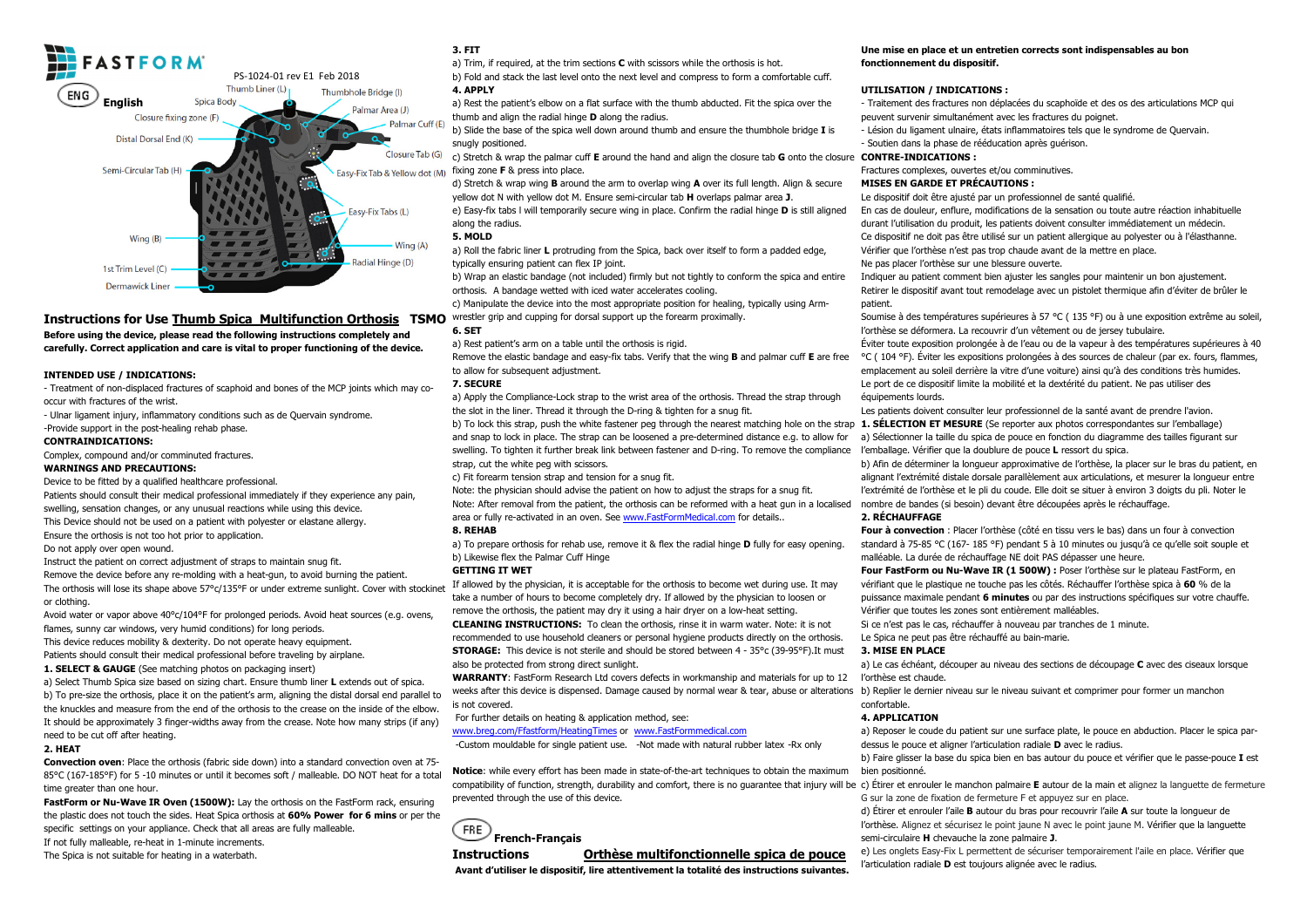FASTFORM®

PS-1024-01 rev E1 Feb 2018

ENG **English**

Thumb Liner (L) · Thumbhole Bridge (I) · Spica Body · Palmar Area (J) · Closure fixing zone (F) · Palmar Cuff (E) · Distal Dorsal End (K) · Closure Tab (G) · Semi-Circular Tab (H) · Easy-Fix Tab & Yellow dot (M) · Easy-Fix Tabs (L) · Wing (B) · Wing (A) · Radial Hinge (D) · 1st Trim Level (C) · Dermawick Liner

## Instructions for Use Thumb Spica Multifunction Orthosis TSMO

**Before using the device, please read the following instructions completely and carefully. Correct application and care is vital to proper functioning of the device.**

**INTENDED USE / INDICATIONS:**

- Treatment of non-displaced fractures of scaphoid and bones of the MCP joints which may co-occur with fractures of the wrist.
- Ulnar ligament injury, inflammatory conditions such as de Quervain syndrome.
-Provide support in the post-healing rehab phase.

**CONTRAINDICATIONS:**

Complex, compound and/or comminuted fractures.

**WARNINGS AND PRECAUTIONS:**

Device to be fitted by a qualified healthcare professional.

Patients should consult their medical professional immediately if they experience any pain, swelling, sensation changes, or any unusual reactions while using this device.

This Device should not be used on a patient with polyester or elastane allergy.

Ensure the orthosis is not too hot prior to application.

Do not apply over open wound.

Instruct the patient on correct adjustment of straps to maintain snug fit.

Remove the device before any re-molding with a heat-gun, to avoid burning the patient.

The orthosis will lose its shape above 57°c/135°F or under extreme sunlight. Cover with stockinet or clothing.

Avoid water or vapor above 40°c/104°F for prolonged periods. Avoid heat sources (e.g. ovens, flames, sunny car windows, very humid conditions) for long periods.

This device reduces mobility & dexterity. Do not operate heavy equipment.

Patients should consult their medical professional before traveling by airplane.

**1. SELECT & GAUGE** (See matching photos on packaging insert)

a) Select Thumb Spica size based on sizing chart. Ensure thumb liner **L** extends out of spica.

b) To pre-size the orthosis, place it on the patient's arm, aligning the distal dorsal end parallel to the knuckles and measure from the end of the orthosis to the crease on the inside of the elbow. It should be approximately 3 finger-widths away from the crease. Note how many strips (if any) need to be cut off after heating.

**2. HEAT**

**Convection oven**: Place the orthosis (fabric side down) into a standard convection oven at 75-85°C (167-185°F) for 5 -10 minutes or until it becomes soft / malleable. DO NOT heat for a total time greater than one hour.

**FastForm or Nu-Wave IR Oven (1500W):** Lay the orthosis on the FastForm rack, ensuring the plastic does not touch the sides. Heat Spica orthosis at **60% Power for 6 mins** or per the specific settings on your appliance. Check that all areas are fully malleable.

If not fully malleable, re-heat in 1-minute increments.

The Spica is not suitable for heating in a waterbath.

**3. FIT**

a) Trim, if required, at the trim sections **C** with scissors while the orthosis is hot.

b) Fold and stack the last level onto the next level and compress to form a comfortable cuff.

**4. APPLY**

a) Rest the patient's elbow on a flat surface with the thumb abducted. Fit the spica over the thumb and align the radial hinge **D** along the radius.

b) Slide the base of the spica well down around thumb and ensure the thumbhole bridge **I** is snugly positioned.

c) Stretch & wrap the palmar cuff **E** around the hand and align the closure tab **G** onto the closure fixing zone **F** & press into place.

d) Stretch & wrap wing **B** around the arm to overlap wing **A** over its full length. Align & secure yellow dot N with yellow dot M. Ensure semi-circular tab **H** overlaps palmar area **J**.

e) Easy-fix tabs l will temporarily secure wing in place. Confirm the radial hinge **D** is still aligned along the radius.

**5. MOLD**

a) Roll the fabric liner **L** protruding from the Spica, back over itself to form a padded edge, typically ensuring patient can flex IP joint.

b) Wrap an elastic bandage (not included) firmly but not tightly to conform the spica and entire orthosis. A bandage wetted with iced water accelerates cooling.

c) Manipulate the device into the most appropriate position for healing, typically using Arm-wrestler grip and cupping for dorsal support up the forearm proximally.

**6. SET**

a) Rest patient's arm on a table until the orthosis is rigid.

Remove the elastic bandage and easy-fix tabs. Verify that the wing **B** and palmar cuff **E** are free to allow for subsequent adjustment.

**7. SECURE**

a) Apply the Compliance-Lock strap to the wrist area of the orthosis. Thread the strap through the slot in the liner. Thread it through the D-ring & tighten for a snug fit.

b) To lock this strap, push the white fastener peg through the nearest matching hole on the strap and snap to lock in place. The strap can be loosened a pre-determined distance e.g. to allow for swelling. To tighten it further break link between fastener and D-ring. To remove the compliance strap, cut the white peg with scissors.

c) Fit forearm tension strap and tension for a snug fit.

Note: the physician should advise the patient on how to adjust the straps for a snug fit.

Note: After removal from the patient, the orthosis can be reformed with a heat gun in a localised area or fully re-activated in an oven. See www.FastFormMedical.com for details..

**8. REHAB**

a) To prepare orthosis for rehab use, remove it & flex the radial hinge **D** fully for easy opening.

b) Likewise flex the Palmar Cuff Hinge

**GETTING IT WET**

If allowed by the physician, it is acceptable for the orthosis to become wet during use. It may take a number of hours to become completely dry. If allowed by the physician to loosen or remove the orthosis, the patient may dry it using a hair dryer on a low-heat setting.

**CLEANING INSTRUCTIONS:** To clean the orthosis, rinse it in warm water. Note: it is not recommended to use household cleaners or personal hygiene products directly on the orthosis.

**STORAGE:** This device is not sterile and should be stored between 4 - 35°c (39-95°F).It must also be protected from strong direct sunlight.

**WARRANTY**: FastForm Research Ltd covers defects in workmanship and materials for up to 12 weeks after this device is dispensed. Damage caused by normal wear & tear, abuse or alterations is not covered.

For further details on heating & application method, see:

www.breg.com/Ffastform/HeatingTimes or www.FastFormmedical.com

-Custom mouldable for single patient use. -Not made with natural rubber latex -Rx only

**Notice**: while every effort has been made in state-of-the-art techniques to obtain the maximum compatibility of function, strength, durability and comfort, there is no guarantee that injury will be prevented through the use of this device.

FRE **French-Français**

## Instructions Orthèse multifonctionnelle spica de pouce

**Avant d'utiliser le dispositif, lire attentivement la totalité des instructions suivantes.**

**Une mise en place et un entretien corrects sont indispensables au bon fonctionnement du dispositif.**

**UTILISATION / INDICATIONS :**

- Traitement des fractures non déplacées du scaphoïde et des os des articulations MCP qui peuvent survenir simultanément avec les fractures du poignet.
- Lésion du ligament ulnaire, états inflammatoires tels que le syndrome de Quervain.
- Soutien dans la phase de rééducation après guérison.

**CONTRE-INDICATIONS :**

Fractures complexes, ouvertes et/ou comminutives.

**MISES EN GARDE ET PRÉCAUTIONS :**

Le dispositif doit être ajusté par un professionnel de santé qualifié.

En cas de douleur, enflure, modifications de la sensation ou toute autre réaction inhabituelle durant l'utilisation du produit, les patients doivent consulter immédiatement un médecin.

Ce dispositif ne doit pas être utilisé sur un patient allergique au polyester ou à l'élasthanne.

Vérifier que l'orthèse n'est pas trop chaude avant de la mettre en place.

Ne pas placer l'orthèse sur une blessure ouverte.

Indiquer au patient comment bien ajuster les sangles pour maintenir un bon ajustement.

Retirer le dispositif avant tout remodelage avec un pistolet thermique afin d'éviter de brûler le patient.

Soumise à des températures supérieures à 57 °C ( 135 °F) ou à une exposition extrême au soleil, l'orthèse se déformera. La recouvrir d'un vêtement ou de jersey tubulaire.

Éviter toute exposition prolongée à de l'eau ou de la vapeur à des températures supérieures à 40 °C ( 104 °F). Éviter les expositions prolongées à des sources de chaleur (par ex. fours, flammes, emplacement au soleil derrière la vitre d'une voiture) ainsi qu'à des conditions très humides.

Le port de ce dispositif limite la mobilité et la dextérité du patient. Ne pas utiliser des équipements lourds.

Les patients doivent consulter leur professionnel de la santé avant de prendre l'avion.

**1. SÉLECTION ET MESURE** (Se reporter aux photos correspondantes sur l'emballage)

a) Sélectionner la taille du spica de pouce en fonction du diagramme des tailles figurant sur l'emballage. Vérifier que la doublure de pouce **L** ressort du spica.

b) Afin de déterminer la longueur approximative de l'orthèse, la placer sur le bras du patient, en alignant l'extrémité distale dorsale parallèlement aux articulations, et mesurer la longueur entre l'extrémité de l'orthèse et le pli du coude. Elle doit se situer à environ 3 doigts du pli. Noter le nombre de bandes (si besoin) devant être découpées après le réchauffage.

**2. RÉCHAUFFAGE**

**Four à convection** : Placer l'orthèse (côté en tissu vers le bas) dans un four à convection standard à 75-85 °C (167- 185 °F) pendant 5 à 10 minutes ou jusqu'à ce qu'elle soit souple et malléable. La durée de réchauffage NE doit PAS dépasser une heure.

**Four FastForm ou Nu-Wave IR (1 500W) :** Poser l'orthèse sur le plateau FastForm, en vérifiant que le plastique ne touche pas les côtés. Réchauffer l'orthèse spica à **60** % de la puissance maximale pendant **6 minutes** ou par des instructions spécifiques sur votre chauffe. Vérifier que toutes les zones sont entièrement malléables.

Si ce n'est pas le cas, réchauffer à nouveau par tranches de 1 minute.

Le Spica ne peut pas être réchauffé au bain-marie.

**3. MISE EN PLACE**

a) Le cas échéant, découper au niveau des sections de découpage **C** avec des ciseaux lorsque l'orthèse est chaude.

b) Replier le dernier niveau sur le niveau suivant et comprimer pour former un manchon confortable.

**4. APPLICATION**

a) Reposer le coude du patient sur une surface plate, le pouce en abduction. Placer le spica par-dessus le pouce et aligner l'articulation radiale **D** avec le radius.

b) Faire glisser la base du spica bien en bas autour du pouce et vérifier que le passe-pouce **I** est bien positionné.

c) Étirer et enrouler le manchon palmaire **E** autour de la main et alignez la languette de fermeture G sur la zone de fixation de fermeture F et appuyez sur en place.

d) Étirer et enrouler l'aile **B** autour du bras pour recouvrir l'aile **A** sur toute la longueur de l'orthèse. Alignez et sécurisez le point jaune N avec le point jaune M. Vérifier que la languette semi-circulaire **H** chevauche la zone palmaire **J**.

e) Les onglets Easy-Fix L permettent de sécuriser temporairement l'aile en place. Vérifier que l'articulation radiale **D** est toujours alignée avec le radius.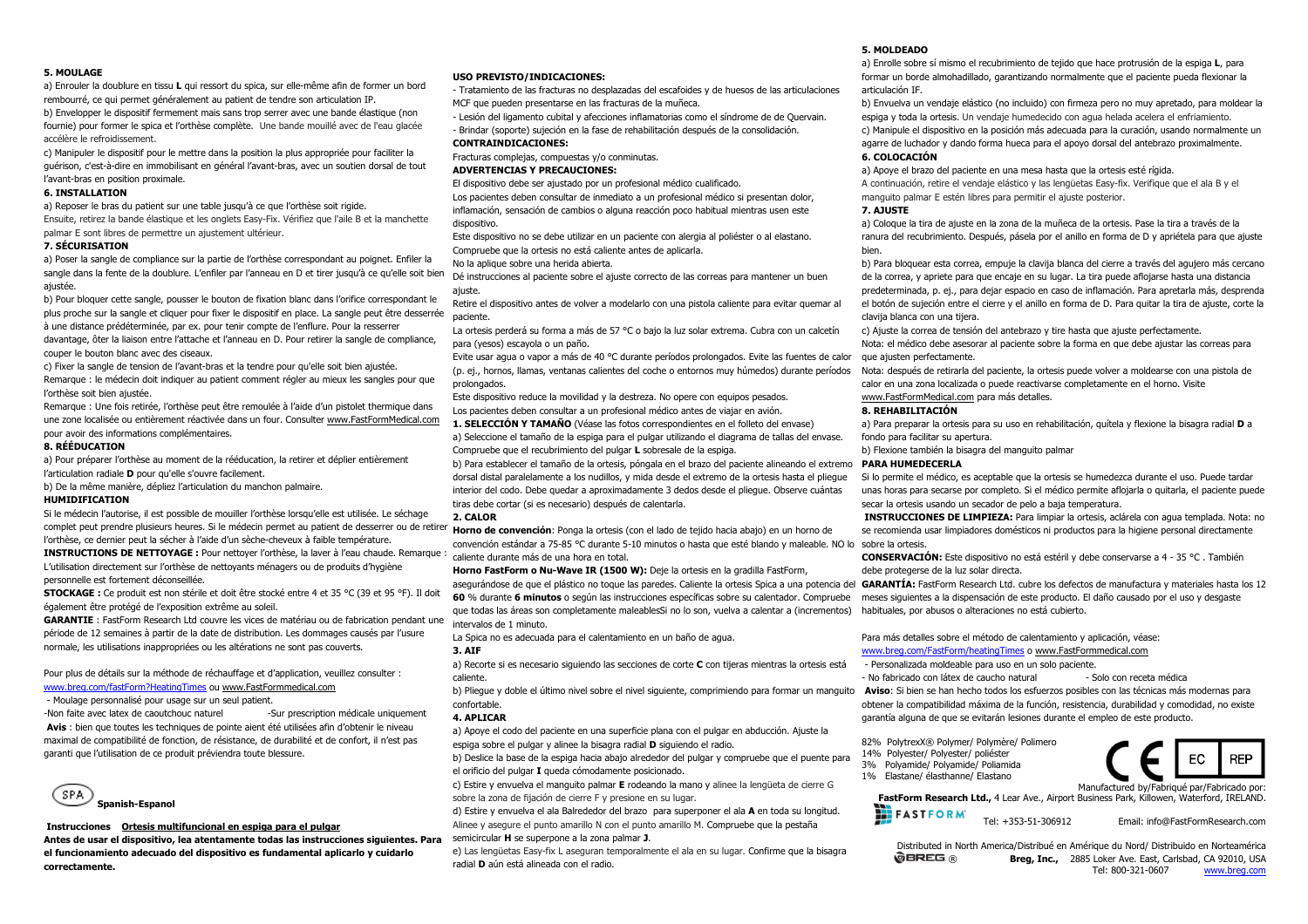### 5. MOULAGE

a) Enrouler la doublure en tissu **L** qui ressort du spica, sur elle-même afin de former un bord rembourré, ce qui permet généralement au patient de tendre son articulation IP.

b) Envelopper le dispositif fermement mais sans trop serrer avec une bande élastique (non fournie) pour former le spica et l'orthèse complète. Une bande mouillé avec de l'eau glacée accélère le refroidissement.

c) Manipuler le dispositif pour le mettre dans la position la plus appropriée pour faciliter la guérison, c'est-à-dire en immobilisant en général l'avant-bras, avec un soutien dorsal de tout l'avant-bras en position proximale.

### 6. INSTALLATION

a) Reposer le bras du patient sur une table jusqu'à ce que l'orthèse soit rigide.

Ensuite, retirez la bande élastique et les onglets Easy-Fix. Vérifiez que l'aile B et la manchette palmar E sont libres de permettre un ajustement ultérieur.

### 7. SÉCURISATION

a) Poser la sangle de compliance sur la partie de l'orthèse correspondant au poignet. Enfiler la sangle dans la fente de la doublure. L'enfiler par l'anneau en D et tirer jusqu'à ce qu'elle soit bien ajustée.

b) Pour bloquer cette sangle, pousser le bouton de fixation blanc dans l'orifice correspondant le plus proche sur la sangle et cliquer pour fixer le dispositif en place. La sangle peut être desserrée à une distance prédéterminée, par ex. pour tenir compte de l'enflure. Pour la resserrer davantage, ôter la liaison entre l'attache et l'anneau en D. Pour retirer la sangle de compliance, couper le bouton blanc avec des ciseaux.

c) Fixer la sangle de tension de l'avant-bras et la tendre pour qu'elle soit bien ajustée.

Remarque : le médecin doit indiquer au patient comment régler au mieux les sangles pour que l'orthèse soit bien ajustée.

Remarque : Une fois retirée, l'orthèse peut être remoulée à l'aide d'un pistolet thermique dans une zone localisée ou entièrement réactivée dans un four. Consulter www.FastFormMedical.com pour avoir des informations complémentaires.

### 8. RÉÉDUCATION

a) Pour préparer l'orthèse au moment de la rééducation, la retirer et déplier entièrement l'articulation radiale **D** pour qu'elle s'ouvre facilement.

b) De la même manière, dépliez l'articulation du manchon palmaire.

### HUMIDIFICATION

Si le médecin l'autorise, il est possible de mouiller l'orthèse lorsqu'elle est utilisée. Le séchage complet peut prendre plusieurs heures. Si le médecin permet au patient de desserrer ou de retirer l'orthèse, ce dernier peut la sécher à l'aide d'un sèche-cheveux à faible température.

**INSTRUCTIONS DE NETTOYAGE :** Pour nettoyer l'orthèse, la laver à l'eau chaude. Remarque : L'utilisation directement sur l'orthèse de nettoyants ménagers ou de produits d'hygiène personnelle est fortement déconseillée.

**STOCKAGE :** Ce produit est non stérile et doit être stocké entre 4 et 35 °C (39 et 95 °F). Il doit également être protégé de l'exposition extrême au soleil.

**GARANTIE** : FastForm Research Ltd couvre les vices de matériau ou de fabrication pendant une période de 12 semaines à partir de la date de distribution. Les dommages causés par l'usure normale, les utilisations inappropriées ou les altérations ne sont pas couverts.

Pour plus de détails sur la méthode de réchauffage et d'application, veuillez consulter : www.breg.com/fastForm?HeatingTimes ou www.FastFormmedical.com

- Moulage personnalisé pour usage sur un seul patient.

-Non faite avec latex de caoutchouc naturel -Sur prescription médicale uniquement

**Avis** : bien que toutes les techniques de pointe aient été utilisées afin d'obtenir le niveau maximal de compatibilité de fonction, de résistance, de durabilité et de confort, il n'est pas garanti que l'utilisation de ce produit préviendra toute blessure.

SPA **Spanish-Espanol**

**Instrucciones Ortesis multifuncional en espiga para el pulgar**

**Antes de usar el dispositivo, lea atentamente todas las instrucciones siguientes. Para el funcionamiento adecuado del dispositivo es fundamental aplicarlo y cuidarlo correctamente.**

### USO PREVISTO/INDICACIONES:

- Tratamiento de las fracturas no desplazadas del escafoides y de huesos de las articulaciones MCF que pueden presentarse en las fracturas de la muñeca.
- Lesión del ligamento cubital y afecciones inflamatorias como el síndrome de de Quervain.
- Brindar (soporte) sujeción en la fase de rehabilitación después de la consolidación.

### CONTRAINDICACIONES:

Fracturas complejas, compuestas y/o conminutas.

### ADVERTENCIAS Y PRECAUCIONES:

El dispositivo debe ser ajustado por un profesional médico cualificado.

Los pacientes deben consultar de inmediato a un profesional médico si presentan dolor, inflamación, sensación de cambios o alguna reacción poco habitual mientras usen este dispositivo.

Este dispositivo no se debe utilizar en un paciente con alergia al poliéster o al elastano.

Compruebe que la ortesis no está caliente antes de aplicarla.

No la aplique sobre una herida abierta.

Dé instrucciones al paciente sobre el ajuste correcto de las correas para mantener un buen ajuste.

Retire el dispositivo antes de volver a modelarlo con una pistola caliente para evitar quemar al paciente.

La ortesis perderá su forma a más de 57 °C o bajo la luz solar extrema. Cubra con un calcetín para (yesos) escayola o un paño.

Evite usar agua o vapor a más de 40 °C durante períodos prolongados. Evite las fuentes de calor (p. ej., hornos, llamas, ventanas calientes del coche o entornos muy húmedos) durante períodos prolongados.

Este dispositivo reduce la movilidad y la destreza. No opere con equipos pesados.

Los pacientes deben consultar a un profesional médico antes de viajar en avión.

**1. SELECCIÓN Y TAMAÑO** (Véase las fotos correspondientes en el folleto del envase)

a) Seleccione el tamaño de la espiga para el pulgar utilizando el diagrama de tallas del envase. Compruebe que el recubrimiento del pulgar **L** sobresale de la espiga.

b) Para establecer el tamaño de la ortesis, póngala en el brazo del paciente alineando el extremo dorsal distal paralelamente a los nudillos, y mida desde el extremo de la ortesis hasta el pliegue interior del codo. Debe quedar a aproximadamente 3 dedos desde el pliegue. Observe cuántas tiras debe cortar (si es necesario) después de calentarla.

### 2. CALOR

**Horno de convención**: Ponga la ortesis (con el lado de tejido hacia abajo) en un horno de convención estándar a 75-85 °C durante 5-10 minutos o hasta que esté blando y maleable. NO lo caliente durante más de una hora en total.

**Horno FastForm o Nu-Wave IR (1500 W):** Deje la ortesis en la gradilla FastForm, asegurándose de que el plástico no toque las paredes. Caliente la ortesis Spica a una potencia del **60** % durante **6 minutos** o según las instrucciones específicas sobre su calentador. Compruebe que todas las áreas son completamente maleablesSi no lo son, vuelva a calentar a (incrementos) intervalos de 1 minuto.

La Spica no es adecuada para el calentamiento en un baño de agua.

### 3. AIF

a) Recorte si es necesario siguiendo las secciones de corte **C** con tijeras mientras la ortesis está caliente.

b) Pliegue y doble el último nivel sobre el nivel siguiente, comprimiendo para formar un manguito confortable.

### 4. APLICAR

a) Apoye el codo del paciente en una superficie plana con el pulgar en abducción. Ajuste la espiga sobre el pulgar y alinee la bisagra radial **D** siguiendo el radio.

b) Deslice la base de la espiga hacia abajo alrededor del pulgar y compruebe que el puente para el orificio del pulgar **I** queda cómodamente posicionado.

c) Estire y envuelva el manguito palmar **E** rodeando la mano y alinee la lengüeta de cierre G sobre la zona de fijación de cierre F y presione en su lugar.

d) Estire y envuelva el ala Balrededor del brazo para superponer el ala **A** en toda su longitud. Alinee y asegure el punto amarillo N con el punto amarillo M. Compruebe que la pestaña semicircular **H** se superpone a la zona palmar **J**.

e) Las lengüetas Easy-fix L aseguran temporalmente el ala en su lugar. Confirme que la bisagra radial **D** aún está alineada con el radio.

### 5. MOLDEADO

a) Enrolle sobre sí mismo el recubrimiento de tejido que hace protrusión de la espiga **L**, para formar un borde almohadillado, garantizando normalmente que el paciente pueda flexionar la articulación IF.

b) Envuelva un vendaje elástico (no incluido) con firmeza pero no muy apretado, para moldear la espiga y toda la ortesis. Un vendaje humedecido con agua helada acelera el enfriamiento.

c) Manipule el dispositivo en la posición más adecuada para la curación, usando normalmente un agarre de luchador y dando forma hueca para el apoyo dorsal del antebrazo proximalmente.

### 6. COLOCACIÓN

a) Apoye el brazo del paciente en una mesa hasta que la ortesis esté rígida.

A continuación, retire el vendaje elástico y las lengüetas Easy-fix. Verifique que el ala B y el manguito palmar E estén libres para permitir el ajuste posterior.

### 7. AJUSTE

a) Coloque la tira de ajuste en la zona de la muñeca de la ortesis. Pase la tira a través de la ranura del recubrimiento. Después, pásela por el anillo en forma de D y apriétela para que ajuste bien.

b) Para bloquear esta correa, empuje la clavija blanca del cierre a través del agujero más cercano de la correa, y apriete para que encaje en su lugar. La tira puede aflojarse hasta una distancia predeterminada, p. ej., para dejar espacio en caso de inflamación. Para apretarla más, desprenda el botón de sujeción entre el cierre y el anillo en forma de D. Para quitar la tira de ajuste, corte la clavija blanca con una tijera.

c) Ajuste la correa de tensión del antebrazo y tire hasta que ajuste perfectamente.

Nota: el médico debe asesorar al paciente sobre la forma en que debe ajustar las correas para que ajusten perfectamente.

Nota: después de retirarla del paciente, la ortesis puede volver a moldearse con una pistola de calor en una zona localizada o puede reactivarse completamente en el horno. Visite www.FastFormMedical.com para más detalles.

### 8. REHABILITACIÓN

a) Para preparar la ortesis para su uso en rehabilitación, quítela y flexione la bisagra radial **D** a fondo para facilitar su apertura.

b) Flexione también la bisagra del manguito palmar

### PARA HUMEDECERLA

Si lo permite el médico, es aceptable que la ortesis se humedezca durante el uso. Puede tardar unas horas para secarse por completo. Si el médico permite aflojarla o quitarla, el paciente puede secar la ortesis usando un secador de pelo a baja temperatura.

**INSTRUCCIONES DE LIMPIEZA:** Para limpiar la ortesis, aclárela con agua templada. Nota: no se recomienda usar limpiadores domésticos ni productos para la higiene personal directamente sobre la ortesis.

**CONSERVACIÓN:** Este dispositivo no está estéril y debe conservarse a 4 - 35 °C . También debe protegerse de la luz solar directa.

**GARANTÍA:** FastForm Research Ltd. cubre los defectos de manufactura y materiales hasta los 12 meses siguientes a la dispensación de este producto. El daño causado por el uso y desgaste habituales, por abusos o alteraciones no está cubierto.

Para más detalles sobre el método de calentamiento y aplicación, véase: www.breg.com/FastForm/heatingTimes o www.FastFormmedical.com

- Personalizada moldeable para uso en un solo paciente.
- No fabricado con látex de caucho natural - Solo con receta médica

**Aviso**: Si bien se han hecho todos los esfuerzos posibles con las técnicas más modernas para obtener la compatibilidad máxima de la función, resistencia, durabilidad y comodidad, no existe garantía alguna de que se evitarán lesiones durante el empleo de este producto.

82% PolytrexX® Polymer/ Polymère/ Polimero
14% Polyester/ Polyester/ poliéster
3% Polyamide/ Polyamide/ Poliamida
1% Elastane/ élasthanne/ Elastano

CE EC REP

Manufactured by/Fabriqué par/Fabricado por:
**FastForm Research Ltd.,** 4 Lear Ave., Airport Business Park, Killowen, Waterford, IRELAND.

FASTFORM Tel: +353-51-306912 Email: info@FastFormResearch.com

Distributed in North America/Distribué en Amérique du Nord/ Distribuido en Norteamérica
BREG ® **Breg, Inc.,** 2885 Loker Ave. East, Carlsbad, CA 92010, USA
Tel: 800-321-0607 www.breg.com